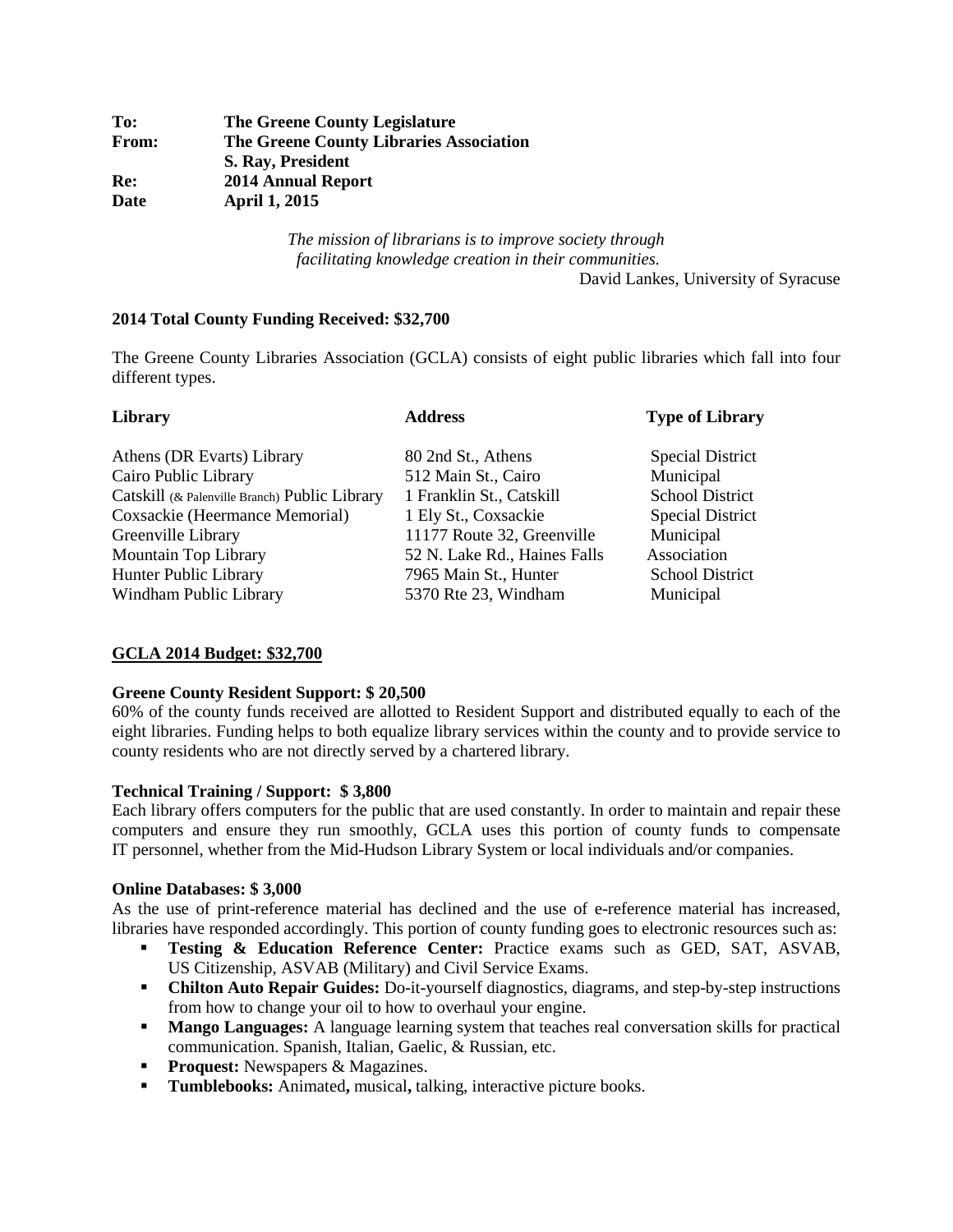**To:** The Greene County Legislature
**From:** The Greene County Libraries Association
S. Ray, President
**Re:** 2014 Annual Report
**Date** April 1, 2015

*The mission of librarians is to improve society through facilitating knowledge creation in their communities.*
David Lankes, University of Syracuse

**2014 Total County Funding Received: $32,700**

The Greene County Libraries Association (GCLA) consists of eight public libraries which fall into four different types.

| Library | Address | Type of Library |
|---|---|---|
| Athens (DR Evarts) Library | 80 2nd St., Athens | Special District |
| Cairo Public Library | 512 Main St., Cairo | Municipal |
| Catskill (& Palenville Branch) Public Library | 1 Franklin St., Catskill | School District |
| Coxsackie (Heermance Memorial) | 1 Ely St., Coxsackie | Special District |
| Greenville Library | 11177 Route 32, Greenville | Municipal |
| Mountain Top Library | 52 N. Lake Rd., Haines Falls | Association |
| Hunter Public Library | 7965 Main St., Hunter | School District |
| Windham Public Library | 5370 Rte 23, Windham | Municipal |

## GCLA 2014 Budget: $32,700

**Greene County Resident Support: $ 20,500**

60% of the county funds received are allotted to Resident Support and distributed equally to each of the eight libraries. Funding helps to both equalize library services within the county and to provide service to county residents who are not directly served by a chartered library.

**Technical Training / Support: $ 3,800**

Each library offers computers for the public that are used constantly. In order to maintain and repair these computers and ensure they run smoothly, GCLA uses this portion of county funds to compensate IT personnel, whether from the Mid-Hudson Library System or local individuals and/or companies.

**Online Databases: $ 3,000**

As the use of print-reference material has declined and the use of e-reference material has increased, libraries have responded accordingly. This portion of county funding goes to electronic resources such as:

- **Testing & Education Reference Center:** Practice exams such as GED, SAT, ASVAB, US Citizenship, ASVAB (Military) and Civil Service Exams.
- **Chilton Auto Repair Guides:** Do-it-yourself diagnostics, diagrams, and step-by-step instructions from how to change your oil to how to overhaul your engine.
- **Mango Languages:** A language learning system that teaches real conversation skills for practical communication. Spanish, Italian, Gaelic, & Russian, etc.
- **Proquest:** Newspapers & Magazines.
- **Tumblebooks:** Animated**,** musical**,** talking, interactive picture books.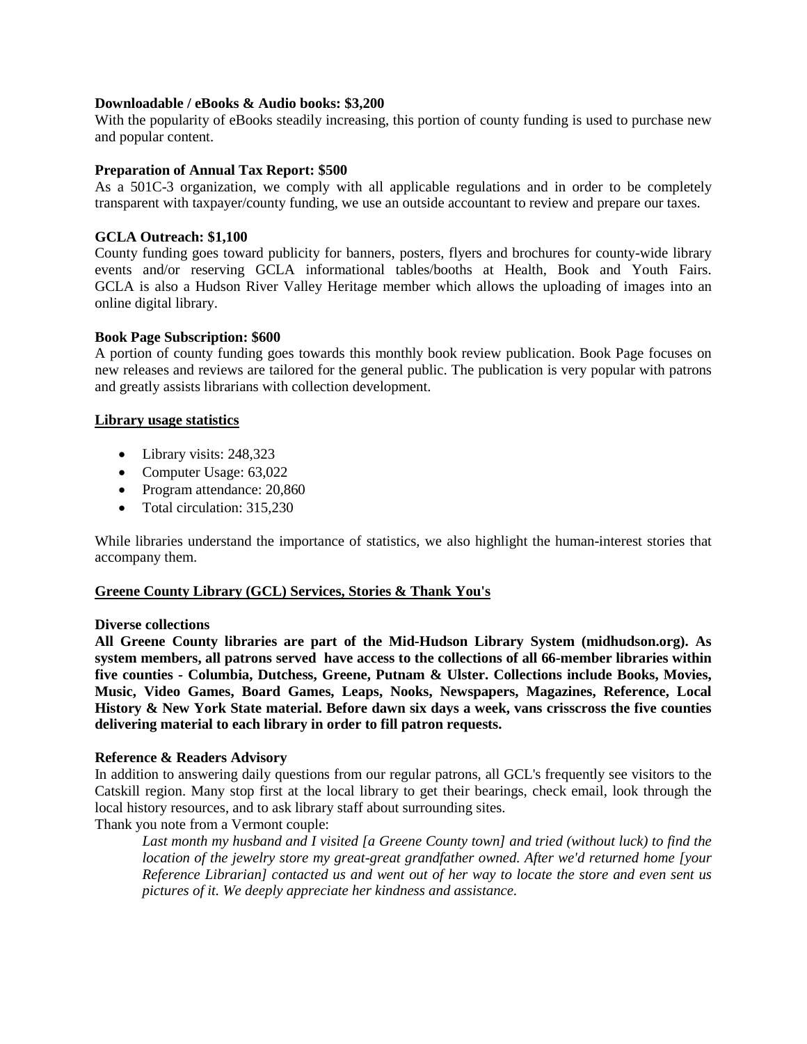**Downloadable / eBooks & Audio books: $3,200**

With the popularity of eBooks steadily increasing, this portion of county funding is used to purchase new and popular content.

**Preparation of Annual Tax Report: $500**

As a 501C-3 organization, we comply with all applicable regulations and in order to be completely transparent with taxpayer/county funding, we use an outside accountant to review and prepare our taxes.

**GCLA Outreach: $1,100**

County funding goes toward publicity for banners, posters, flyers and brochures for county-wide library events and/or reserving GCLA informational tables/booths at Health, Book and Youth Fairs. GCLA is also a Hudson River Valley Heritage member which allows the uploading of images into an online digital library.

**Book Page Subscription: $600**

A portion of county funding goes towards this monthly book review publication. Book Page focuses on new releases and reviews are tailored for the general public. The publication is very popular with patrons and greatly assists librarians with collection development.

## Library usage statistics

- Library visits: 248,323
- Computer Usage: 63,022
- Program attendance: 20,860
- Total circulation: 315,230

While libraries understand the importance of statistics, we also highlight the human-interest stories that accompany them.

## Greene County Library (GCL) Services, Stories & Thank You's

**Diverse collections**

**All Greene County libraries are part of the Mid-Hudson Library System (midhudson.org). As system members, all patrons served have access to the collections of all 66-member libraries within five counties - Columbia, Dutchess, Greene, Putnam & Ulster. Collections include Books, Movies, Music, Video Games, Board Games, Leaps, Nooks, Newspapers, Magazines, Reference, Local History & New York State material. Before dawn six days a week, vans crisscross the five counties delivering material to each library in order to fill patron requests.**

**Reference & Readers Advisory**

In addition to answering daily questions from our regular patrons, all GCL's frequently see visitors to the Catskill region. Many stop first at the local library to get their bearings, check email, look through the local history resources, and to ask library staff about surrounding sites.

Thank you note from a Vermont couple:

> *Last month my husband and I visited [a Greene County town] and tried (without luck) to find the location of the jewelry store my great-great grandfather owned. After we'd returned home [your Reference Librarian] contacted us and went out of her way to locate the store and even sent us pictures of it. We deeply appreciate her kindness and assistance.*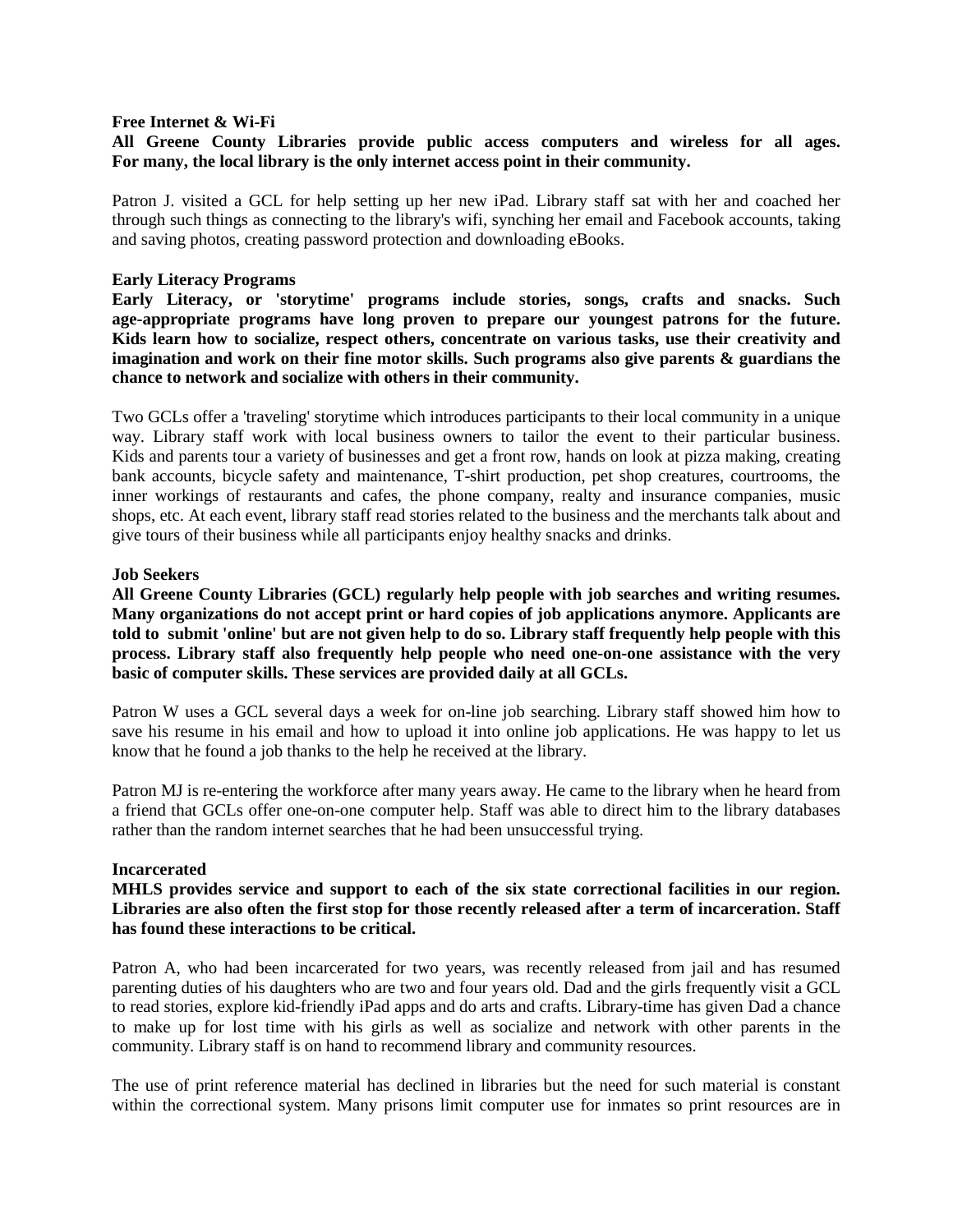**Free Internet & Wi-Fi**

**All Greene County Libraries provide public access computers and wireless for all ages. For many, the local library is the only internet access point in their community.**

Patron J. visited a GCL for help setting up her new iPad. Library staff sat with her and coached her through such things as connecting to the library's wifi, synching her email and Facebook accounts, taking and saving photos, creating password protection and downloading eBooks.

**Early Literacy Programs**

**Early Literacy, or 'storytime' programs include stories, songs, crafts and snacks. Such age-appropriate programs have long proven to prepare our youngest patrons for the future. Kids learn how to socialize, respect others, concentrate on various tasks, use their creativity and imagination and work on their fine motor skills. Such programs also give parents & guardians the chance to network and socialize with others in their community.**

Two GCLs offer a 'traveling' storytime which introduces participants to their local community in a unique way. Library staff work with local business owners to tailor the event to their particular business. Kids and parents tour a variety of businesses and get a front row, hands on look at pizza making, creating bank accounts, bicycle safety and maintenance, T-shirt production, pet shop creatures, courtrooms, the inner workings of restaurants and cafes, the phone company, realty and insurance companies, music shops, etc. At each event, library staff read stories related to the business and the merchants talk about and give tours of their business while all participants enjoy healthy snacks and drinks.

**Job Seekers**

**All Greene County Libraries (GCL) regularly help people with job searches and writing resumes. Many organizations do not accept print or hard copies of job applications anymore. Applicants are told to submit 'online' but are not given help to do so. Library staff frequently help people with this process. Library staff also frequently help people who need one-on-one assistance with the very basic of computer skills. These services are provided daily at all GCLs.**

Patron W uses a GCL several days a week for on-line job searching. Library staff showed him how to save his resume in his email and how to upload it into online job applications. He was happy to let us know that he found a job thanks to the help he received at the library.

Patron MJ is re-entering the workforce after many years away. He came to the library when he heard from a friend that GCLs offer one-on-one computer help. Staff was able to direct him to the library databases rather than the random internet searches that he had been unsuccessful trying.

**Incarcerated**

**MHLS provides service and support to each of the six state correctional facilities in our region. Libraries are also often the first stop for those recently released after a term of incarceration. Staff has found these interactions to be critical.**

Patron A, who had been incarcerated for two years, was recently released from jail and has resumed parenting duties of his daughters who are two and four years old. Dad and the girls frequently visit a GCL to read stories, explore kid-friendly iPad apps and do arts and crafts. Library-time has given Dad a chance to make up for lost time with his girls as well as socialize and network with other parents in the community. Library staff is on hand to recommend library and community resources.

The use of print reference material has declined in libraries but the need for such material is constant within the correctional system. Many prisons limit computer use for inmates so print resources are in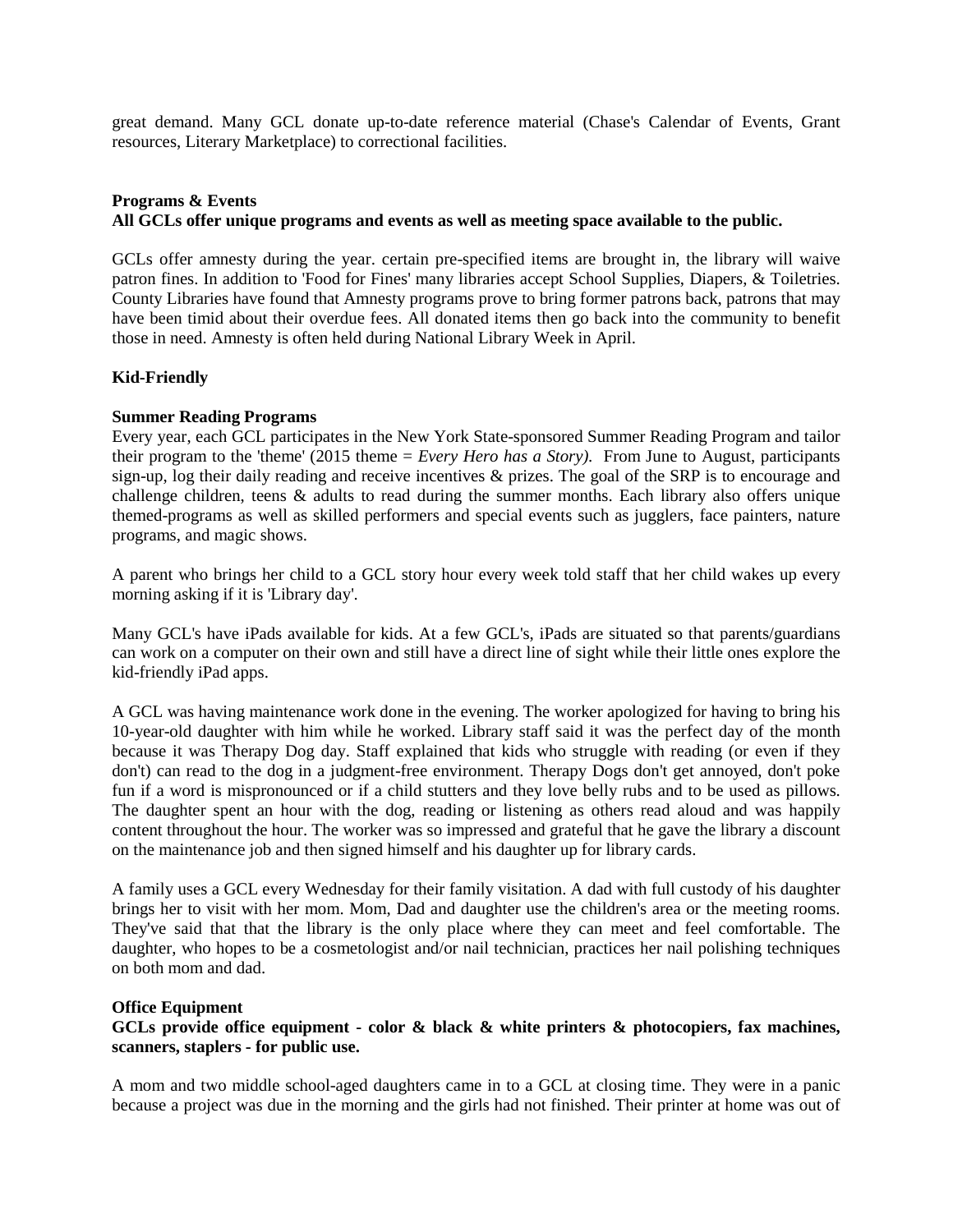great demand. Many GCL donate up-to-date reference material (Chase's Calendar of Events, Grant resources, Literary Marketplace) to correctional facilities.

**Programs & Events**
**All GCLs offer unique programs and events as well as meeting space available to the public.**

GCLs offer amnesty during the year. certain pre-specified items are brought in, the library will waive patron fines. In addition to 'Food for Fines' many libraries accept School Supplies, Diapers, & Toiletries. County Libraries have found that Amnesty programs prove to bring former patrons back, patrons that may have been timid about their overdue fees. All donated items then go back into the community to benefit those in need. Amnesty is often held during National Library Week in April.

**Kid-Friendly**

**Summer Reading Programs**
Every year, each GCL participates in the New York State-sponsored Summer Reading Program and tailor their program to the 'theme' (2015 theme = *Every Hero has a Story).* From June to August, participants sign-up, log their daily reading and receive incentives & prizes. The goal of the SRP is to encourage and challenge children, teens & adults to read during the summer months. Each library also offers unique themed-programs as well as skilled performers and special events such as jugglers, face painters, nature programs, and magic shows.

A parent who brings her child to a GCL story hour every week told staff that her child wakes up every morning asking if it is 'Library day'.

Many GCL's have iPads available for kids. At a few GCL's, iPads are situated so that parents/guardians can work on a computer on their own and still have a direct line of sight while their little ones explore the kid-friendly iPad apps.

A GCL was having maintenance work done in the evening. The worker apologized for having to bring his 10-year-old daughter with him while he worked. Library staff said it was the perfect day of the month because it was Therapy Dog day. Staff explained that kids who struggle with reading (or even if they don't) can read to the dog in a judgment-free environment. Therapy Dogs don't get annoyed, don't poke fun if a word is mispronounced or if a child stutters and they love belly rubs and to be used as pillows. The daughter spent an hour with the dog, reading or listening as others read aloud and was happily content throughout the hour. The worker was so impressed and grateful that he gave the library a discount on the maintenance job and then signed himself and his daughter up for library cards.

A family uses a GCL every Wednesday for their family visitation. A dad with full custody of his daughter brings her to visit with her mom. Mom, Dad and daughter use the children's area or the meeting rooms. They've said that that the library is the only place where they can meet and feel comfortable. The daughter, who hopes to be a cosmetologist and/or nail technician, practices her nail polishing techniques on both mom and dad.

**Office Equipment**
**GCLs provide office equipment - color & black & white printers & photocopiers, fax machines, scanners, staplers - for public use.**

A mom and two middle school-aged daughters came in to a GCL at closing time. They were in a panic because a project was due in the morning and the girls had not finished. Their printer at home was out of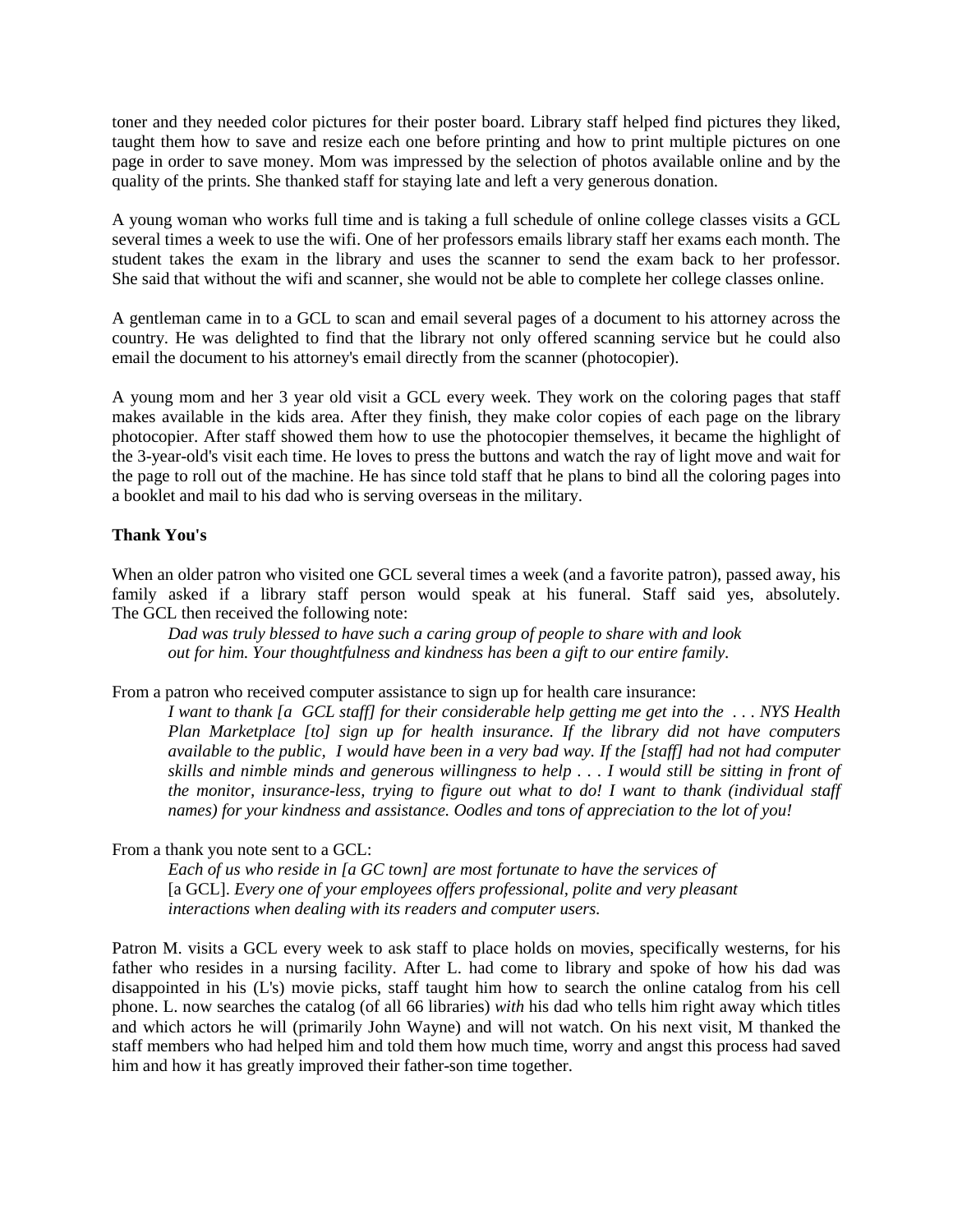toner and they needed color pictures for their poster board. Library staff helped find pictures they liked, taught them how to save and resize each one before printing and how to print multiple pictures on one page in order to save money. Mom was impressed by the selection of photos available online and by the quality of the prints. She thanked staff for staying late and left a very generous donation.

A young woman who works full time and is taking a full schedule of online college classes visits a GCL several times a week to use the wifi. One of her professors emails library staff her exams each month. The student takes the exam in the library and uses the scanner to send the exam back to her professor. She said that without the wifi and scanner, she would not be able to complete her college classes online.

A gentleman came in to a GCL to scan and email several pages of a document to his attorney across the country. He was delighted to find that the library not only offered scanning service but he could also email the document to his attorney's email directly from the scanner (photocopier).

A young mom and her 3 year old visit a GCL every week. They work on the coloring pages that staff makes available in the kids area. After they finish, they make color copies of each page on the library photocopier. After staff showed them how to use the photocopier themselves, it became the highlight of the 3-year-old's visit each time. He loves to press the buttons and watch the ray of light move and wait for the page to roll out of the machine. He has since told staff that he plans to bind all the coloring pages into a booklet and mail to his dad who is serving overseas in the military.

**Thank You's**

When an older patron who visited one GCL several times a week (and a favorite patron), passed away, his family asked if a library staff person would speak at his funeral. Staff said yes, absolutely. The GCL then received the following note:

> *Dad was truly blessed to have such a caring group of people to share with and look out for him. Your thoughtfulness and kindness has been a gift to our entire family.*

From a patron who received computer assistance to sign up for health care insurance:

> *I want to thank [a GCL staff] for their considerable help getting me get into the . . . NYS Health Plan Marketplace [to] sign up for health insurance. If the library did not have computers available to the public, I would have been in a very bad way. If the [staff] had not had computer skills and nimble minds and generous willingness to help . . . I would still be sitting in front of the monitor, insurance-less, trying to figure out what to do! I want to thank (individual staff names) for your kindness and assistance. Oodles and tons of appreciation to the lot of you!*

From a thank you note sent to a GCL:

> *Each of us who reside in [a GC town] are most fortunate to have the services of* [a GCL]. *Every one of your employees offers professional, polite and very pleasant interactions when dealing with its readers and computer users.*

Patron M. visits a GCL every week to ask staff to place holds on movies, specifically westerns, for his father who resides in a nursing facility. After L. had come to library and spoke of how his dad was disappointed in his (L's) movie picks, staff taught him how to search the online catalog from his cell phone. L. now searches the catalog (of all 66 libraries) *with* his dad who tells him right away which titles and which actors he will (primarily John Wayne) and will not watch. On his next visit, M thanked the staff members who had helped him and told them how much time, worry and angst this process had saved him and how it has greatly improved their father-son time together.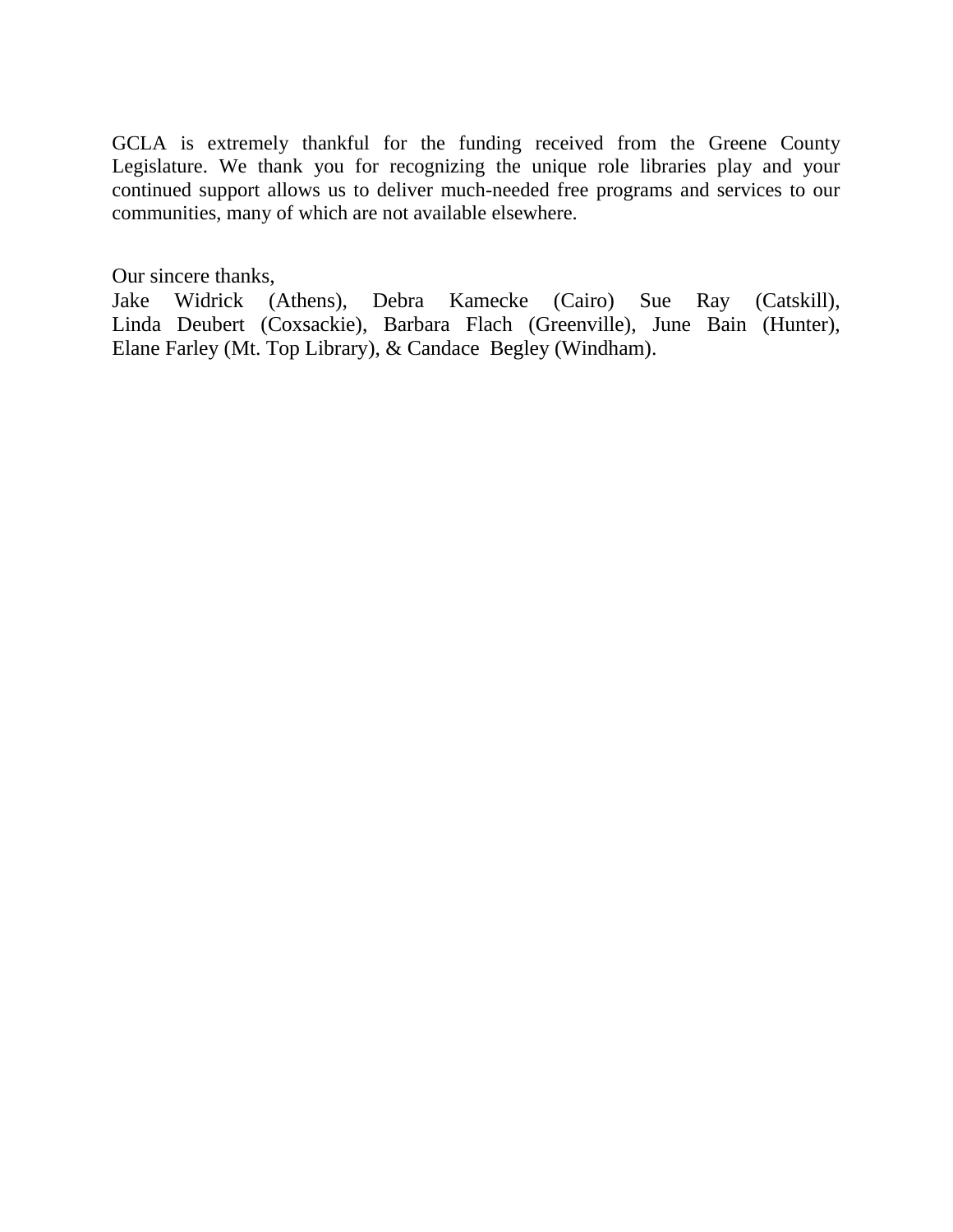GCLA is extremely thankful for the funding received from the Greene County Legislature. We thank you for recognizing the unique role libraries play and your continued support allows us to deliver much-needed free programs and services to our communities, many of which are not available elsewhere.

Our sincere thanks,
Jake Widrick (Athens), Debra Kamecke (Cairo) Sue Ray (Catskill), Linda Deubert (Coxsackie), Barbara Flach (Greenville), June Bain (Hunter), Elane Farley (Mt. Top Library), & Candace Begley (Windham).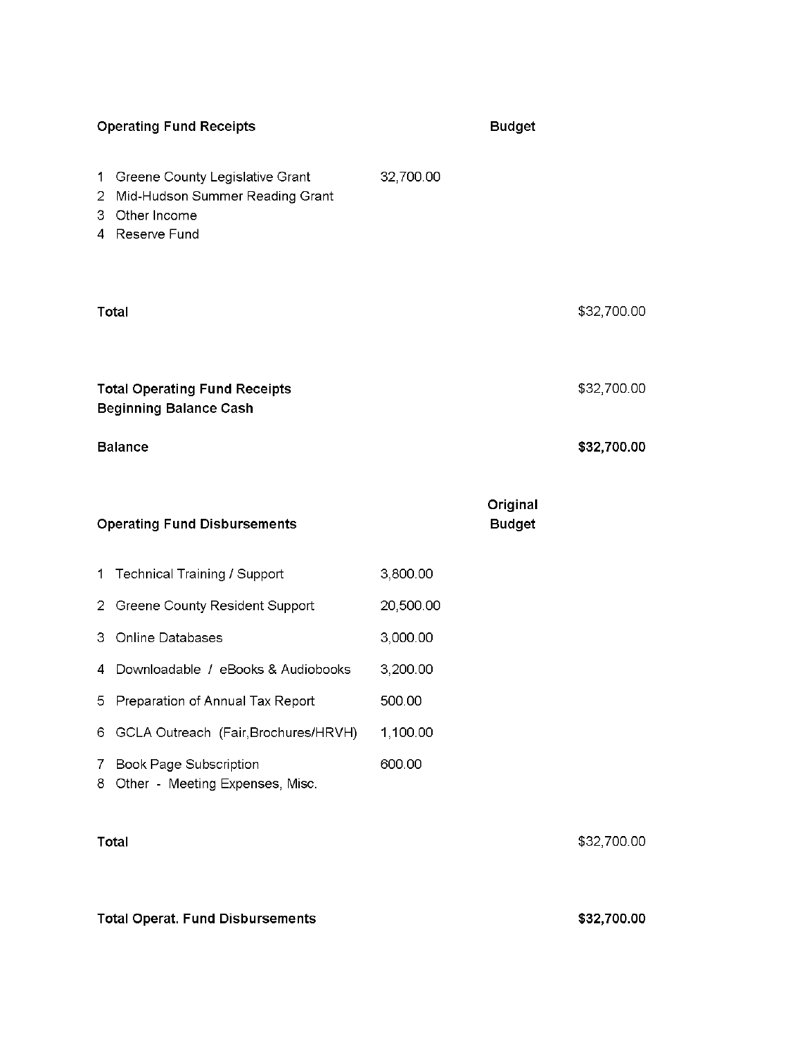| Operating Fund Receipts | | Budget | |
|---|---|---|---|
| 1 Greene County Legislative Grant | 32,700.00 | | |
| 2 Mid-Hudson Summer Reading Grant | | | |
| 3 Other Income | | | |
| 4 Reserve Fund | | | |
| **Total** | | | $32,700.00 |
| **Total Operating Fund Receipts** | | | $32,700.00 |
| **Beginning Balance Cash** | | | |
| **Balance** | | | **$32,700.00** |

| Operating Fund Disbursements | | Original Budget | |
|---|---|---|---|
| 1 Technical Training / Support | 3,800.00 | | |
| 2 Greene County Resident Support | 20,500.00 | | |
| 3 Online Databases | 3,000.00 | | |
| 4 Downloadable / eBooks & Audiobooks | 3,200.00 | | |
| 5 Preparation of Annual Tax Report | 500.00 | | |
| 6 GCLA Outreach (Fair,Brochures/HRVH) | 1,100.00 | | |
| 7 Book Page Subscription | 600.00 | | |
| 8 Other - Meeting Expenses, Misc. | | | |
| **Total** | | | $32,700.00 |
| **Total Operat. Fund Disbursements** | | | **$32,700.00** |